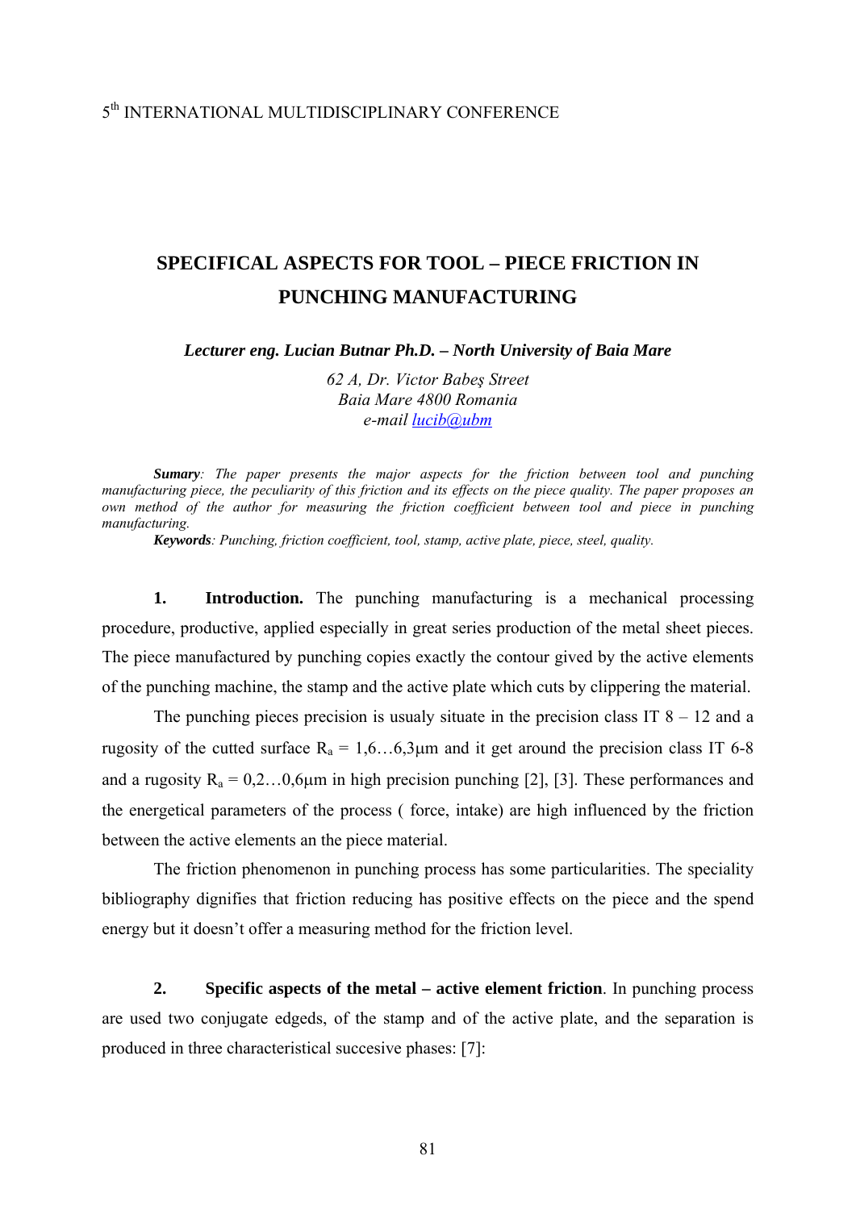5th INTERNATIONAL MULTIDISCIPLINARY CONFERENCE

# SPECIFICAL ASPECTS FOR TOOL – PIECE FRICTION IN PUNCHING MANUFACTURING

***Lecturer eng. Lucian Butnar Ph.D. – North University of Baia Mare***

*62 A, Dr. Victor Babeş Street*
*Baia Mare 4800 Romania*
*e-mail lucib@ubm*

***Sumary****: The paper presents the major aspects for the friction between tool and punching manufacturing piece, the peculiarity of this friction and its effects on the piece quality. The paper proposes an own method of the author for measuring the friction coefficient between tool and piece in punching manufacturing.*

***Keywords****: Punching, friction coefficient, tool, stamp, active plate, piece, steel, quality.*

**1. Introduction.** The punching manufacturing is a mechanical processing procedure, productive, applied especially in great series production of the metal sheet pieces. The piece manufactured by punching copies exactly the contour gived by the active elements of the punching machine, the stamp and the active plate which cuts by clippering the material.

The punching pieces precision is usualy situate in the precision class IT 8 – 12 and a rugosity of the cutted surface $R_a$ = 1,6…6,3μm and it get around the precision class IT 6-8 and a rugosity $R_a$ = 0,2…0,6μm in high precision punching [2], [3]. These performances and the energetical parameters of the process ( force, intake) are high influenced by the friction between the active elements an the piece material.

The friction phenomenon in punching process has some particularities. The speciality bibliography dignifies that friction reducing has positive effects on the piece and the spend energy but it doesn't offer a measuring method for the friction level.

**2. Specific aspects of the metal – active element friction**. In punching process are used two conjugate edgeds, of the stamp and of the active plate, and the separation is produced in three characteristical succesive phases: [7]: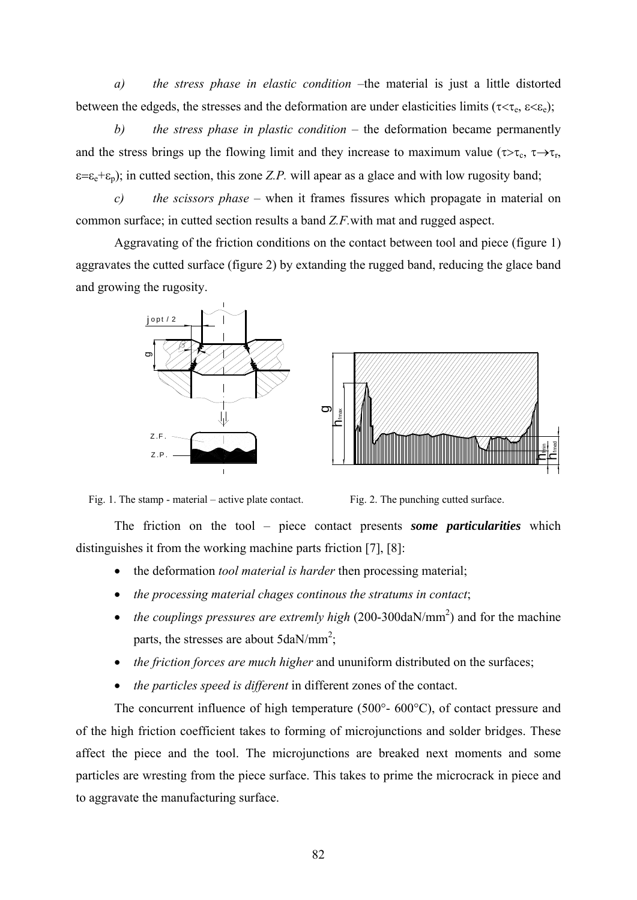*a)* *the stress phase in elastic condition* –the material is just a little distorted between the edgeds, the stresses and the deformation are under elasticities limits ($\tau<\tau_e$, $\varepsilon<\varepsilon_e$);

*b)* *the stress phase in plastic condition* – the deformation became permanently and the stress brings up the flowing limit and they increase to maximum value ($\tau>\tau_c$, $\tau\rightarrow\tau_r$, $\varepsilon=\varepsilon_e+\varepsilon_p$); in cutted section, this zone *Z.P.* will apear as a glace and with low rugosity band;

*c)* *the scissors phase* – when it frames fissures which propagate in material on common surface; in cutted section results a band *Z.F.*with mat and rugged aspect.

Aggravating of the friction conditions on the contact between tool and piece (figure 1) aggravates the cutted surface (figure 2) by extanding the rugged band, reducing the glace band and growing the rugosity.

Fig. 1. The stamp - material – active plate contact.

Fig. 2. The punching cutted surface.

The friction on the tool – piece contact presents ***some particularities*** which distinguishes it from the working machine parts friction [7], [8]:

- the deformation *tool material is harder* then processing material;
- *the processing material chages continous the stratums in contact*;
- *the couplings pressures are extremly high* (200-300daN/mm$^2$) and for the machine parts, the stresses are about 5daN/mm$^2$;
- *the friction forces are much higher* and ununiform distributed on the surfaces;
- *the particles speed is different* in different zones of the contact.

The concurrent influence of high temperature (500°- 600°C), of contact pressure and of the high friction coefficient takes to forming of microjunctions and solder bridges. These affect the piece and the tool. The microjunctions are breaked next moments and some particles are wresting from the piece surface. This takes to prime the microcrack in piece and to aggravate the manufacturing surface.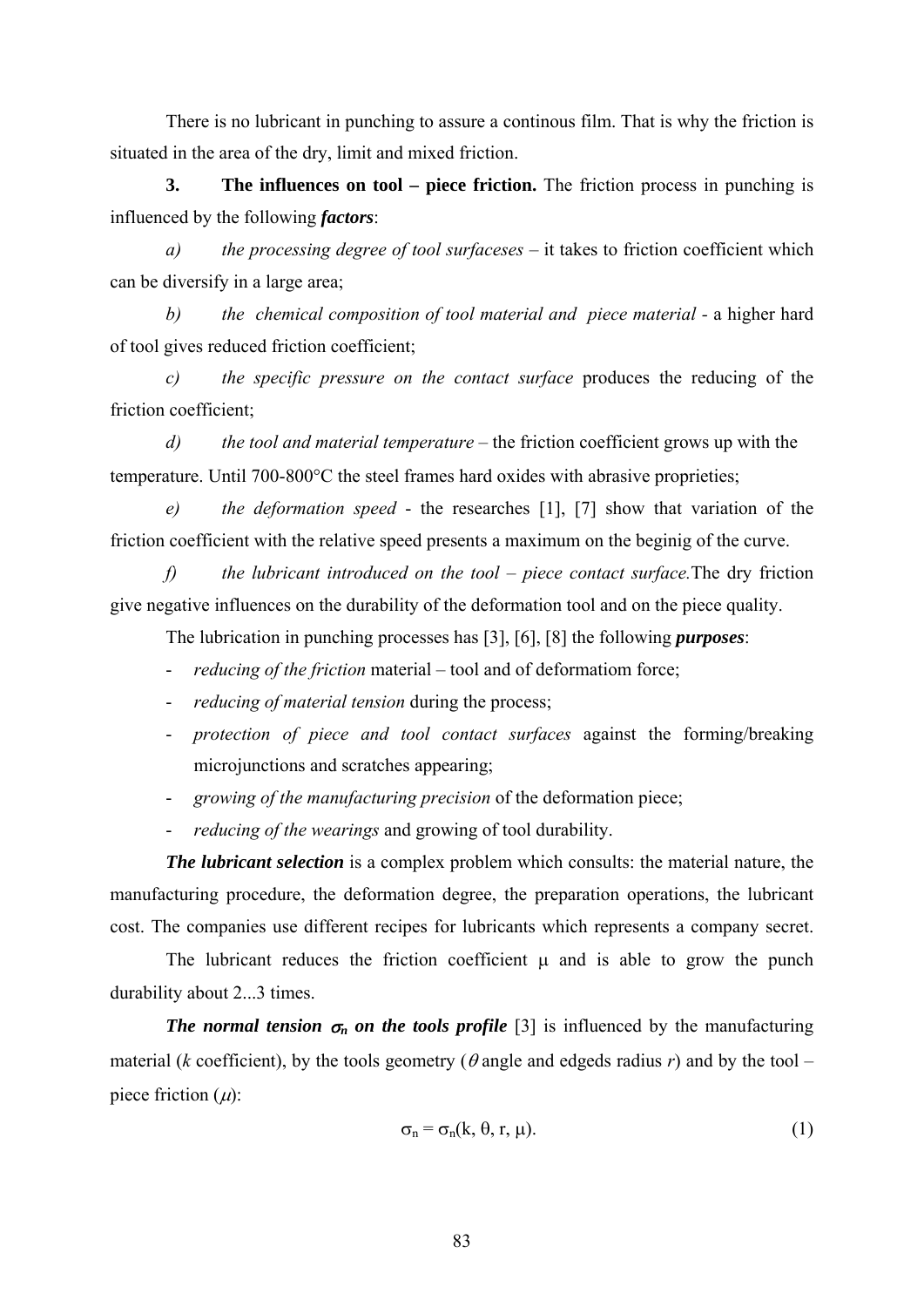There is no lubricant in punching to assure a continous film. That is why the friction is situated in the area of the dry, limit and mixed friction.

**3. The influences on tool – piece friction.** The friction process in punching is influenced by the following ***factors***:

*a) the processing degree of tool surfaceses* – it takes to friction coefficient which can be diversify in a large area;

*b) the chemical composition of tool material and piece material* - a higher hard of tool gives reduced friction coefficient;

*c) the specific pressure on the contact surface* produces the reducing of the friction coefficient;

*d) the tool and material temperature* – the friction coefficient grows up with the temperature. Until 700-800°C the steel frames hard oxides with abrasive proprieties;

*e) the deformation speed* - the researches [1], [7] show that variation of the friction coefficient with the relative speed presents a maximum on the beginig of the curve.

*f) the lubricant introduced on the tool – piece contact surface.*The dry friction give negative influences on the durability of the deformation tool and on the piece quality.

The lubrication in punching processes has [3], [6], [8] the following ***purposes***:

- *reducing of the friction* material – tool and of deformatiom force;
- *reducing of material tension* during the process;
- *protection of piece and tool contact surfaces* against the forming/breaking microjunctions and scratches appearing;
- *growing of the manufacturing precision* of the deformation piece;
- *reducing of the wearings* and growing of tool durability.

***The lubricant selection*** is a complex problem which consults: the material nature, the manufacturing procedure, the deformation degree, the preparation operations, the lubricant cost. The companies use different recipes for lubricants which represents a company secret.

The lubricant reduces the friction coefficient $\mu$ and is able to grow the punch durability about 2...3 times.

***The normal tension $\sigma_n$ on the tools profile*** [3] is influenced by the manufacturing material (*k* coefficient), by the tools geometry ($\theta$ angle and edgeds radius *r*) and by the tool – piece friction ($\mu$):

$$\sigma_n = \sigma_n(k, \theta, r, \mu). \tag{1}$$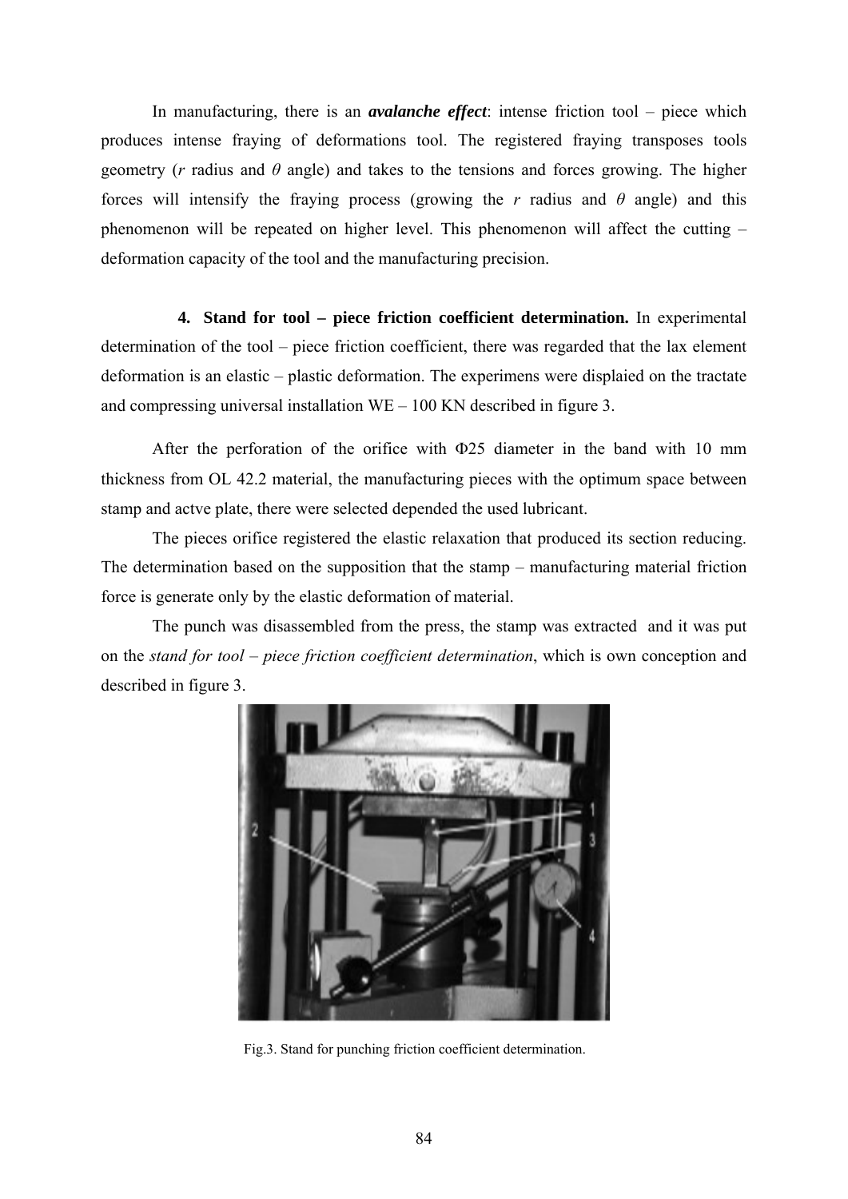In manufacturing, there is an ***avalanche effect***: intense friction tool – piece which produces intense fraying of deformations tool. The registered fraying transposes tools geometry (*r* radius and *θ* angle) and takes to the tensions and forces growing. The higher forces will intensify the fraying process (growing the *r* radius and *θ* angle) and this phenomenon will be repeated on higher level. This phenomenon will affect the cutting – deformation capacity of the tool and the manufacturing precision.

**4. Stand for tool – piece friction coefficient determination.** In experimental determination of the tool – piece friction coefficient, there was regarded that the lax element deformation is an elastic – plastic deformation. The experimens were displaied on the tractate and compressing universal installation WE – 100 KN described in figure 3.

After the perforation of the orifice with Φ25 diameter in the band with 10 mm thickness from OL 42.2 material, the manufacturing pieces with the optimum space between stamp and actve plate, there were selected depended the used lubricant.

The pieces orifice registered the elastic relaxation that produced its section reducing. The determination based on the supposition that the stamp – manufacturing material friction force is generate only by the elastic deformation of material.

The punch was disassembled from the press, the stamp was extracted and it was put on the *stand for tool – piece friction coefficient determination*, which is own conception and described in figure 3.

Fig.3. Stand for punching friction coefficient determination.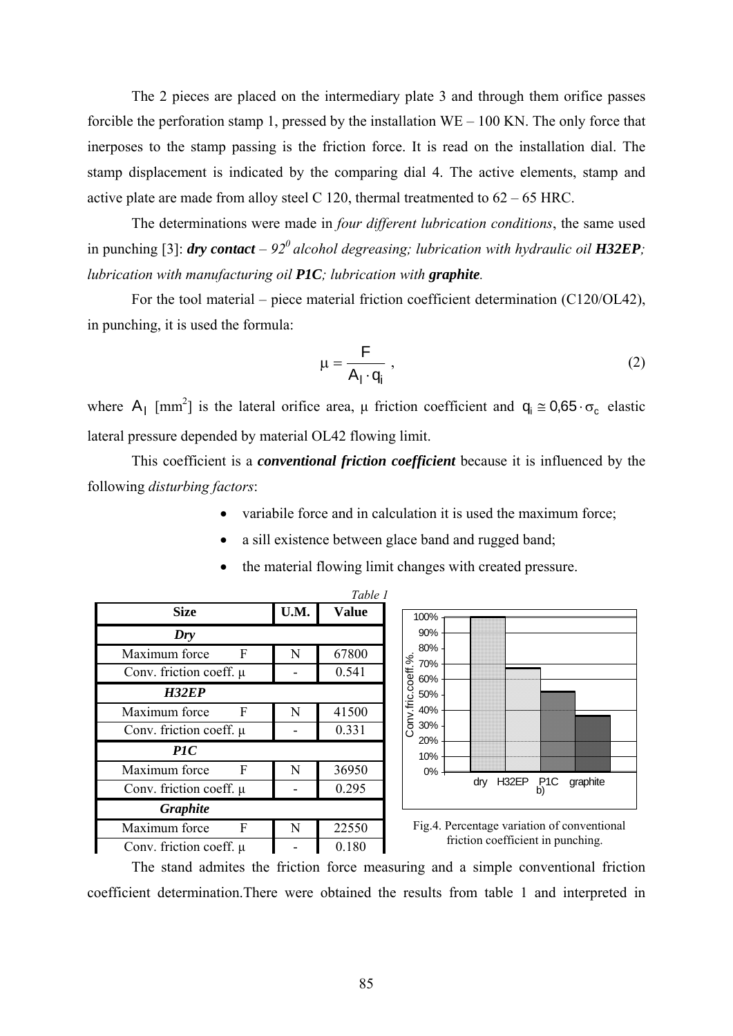The 2 pieces are placed on the intermediary plate 3 and through them orifice passes forcible the perforation stamp 1, pressed by the installation WE – 100 KN. The only force that inerposes to the stamp passing is the friction force. It is read on the installation dial. The stamp displacement is indicated by the comparing dial 4. The active elements, stamp and active plate are made from alloy steel C 120, thermal treatmented to 62 – 65 HRC.

The determinations were made in *four different lubrication conditions*, the same used in punching [3]: ***dry contact*** – *92$^0$ alcohol degreasing; lubrication with hydraulic oil* ***H32EP****; lubrication with manufacturing oil* ***P1C****; lubrication with* ***graphite****.*

For the tool material – piece material friction coefficient determination (C120/OL42), in punching, it is used the formula:

$$\mu = \frac{F}{A_l \cdot q_l} \, , \tag{2}$$

where $A_l$ [mm$^2$] is the lateral orifice area, μ friction coefficient and $q_l \cong 0{,}65 \cdot \sigma_c$ elastic lateral pressure depended by material OL42 flowing limit.

This coefficient is a ***conventional friction coefficient*** because it is influenced by the following *disturbing factors*:

- variabile force and in calculation it is used the maximum force;
- a sill existence between glace band and rugged band;
- the material flowing limit changes with created pressure.

*Table 1*

| Size | U.M. | Value |
|---|---|---|
| ***Dry*** | | |
| Maximum force F | N | 67800 |
| Conv. friction coeff. μ | - | 0.541 |
| ***H32EP*** | | |
| Maximum force F | N | 41500 |
| Conv. friction coeff. μ | - | 0.331 |
| ***P1C*** | | |
| Maximum force F | N | 36950 |
| Conv. friction coeff. μ | - | 0.295 |
| ***Graphite*** | | |
| Maximum force F | N | 22550 |
| Conv. friction coeff. μ | - | 0.180 |

Fig.4. Percentage variation of conventional friction coefficient in punching.

The stand admites the friction force measuring and a simple conventional friction coefficient determination.There were obtained the results from table 1 and interpreted in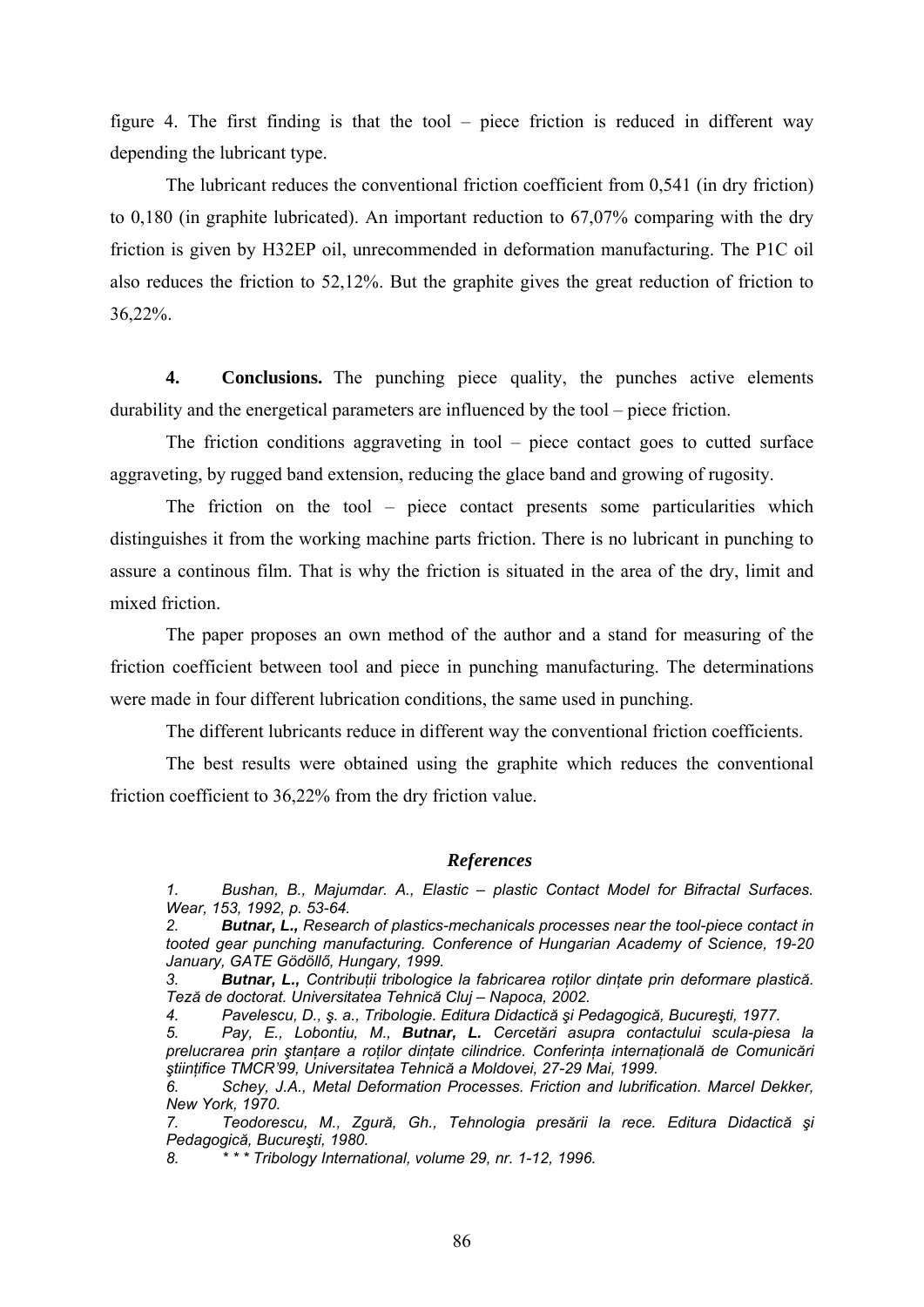figure 4. The first finding is that the tool – piece friction is reduced in different way depending the lubricant type.

The lubricant reduces the conventional friction coefficient from 0,541 (in dry friction) to 0,180 (in graphite lubricated). An important reduction to 67,07% comparing with the dry friction is given by H32EP oil, unrecommended in deformation manufacturing. The P1C oil also reduces the friction to 52,12%. But the graphite gives the great reduction of friction to 36,22%.

**4. Conclusions.** The punching piece quality, the punches active elements durability and the energetical parameters are influenced by the tool – piece friction.

The friction conditions aggraveting in tool – piece contact goes to cutted surface aggraveting, by rugged band extension, reducing the glace band and growing of rugosity.

The friction on the tool – piece contact presents some particularities which distinguishes it from the working machine parts friction. There is no lubricant in punching to assure a continous film. That is why the friction is situated in the area of the dry, limit and mixed friction.

The paper proposes an own method of the author and a stand for measuring of the friction coefficient between tool and piece in punching manufacturing. The determinations were made in four different lubrication conditions, the same used in punching.

The different lubricants reduce in different way the conventional friction coefficients.

The best results were obtained using the graphite which reduces the conventional friction coefficient to 36,22% from the dry friction value.

### *References*

1. *Bushan, B., Majumdar. A., Elastic – plastic Contact Model for Bifractal Surfaces. Wear, 153, 1992, p. 53-64.*
2. ***Butnar, L.,*** *Research of plastics-mechanicals processes near the tool-piece contact in tooted gear punching manufacturing. Conference of Hungarian Academy of Science, 19-20 January, GATE Gödöllő, Hungary, 1999.*
3. ***Butnar, L.,*** *Contribuții tribologice la fabricarea roților dințate prin deformare plastică. Teză de doctorat. Universitatea Tehnică Cluj – Napoca, 2002.*
4. *Pavelescu, D., ş. a., Tribologie. Editura Didactică şi Pedagogică, Bucureşti, 1977.*
5. *Pay, E., Lobontiu, M.,* ***Butnar, L.*** *Cercetări asupra contactului scula-piesa la prelucrarea prin ştanțare a roților dințate cilindrice. Conferința internațională de Comunicări ştiințifice TMCR'99, Universitatea Tehnică a Moldovei, 27-29 Mai, 1999.*
6. *Schey, J.A., Metal Deformation Processes. Friction and lubrification. Marcel Dekker, New York, 1970.*
7. *Teodorescu, M., Zgură, Gh., Tehnologia presării la rece. Editura Didactică şi Pedagogică, Bucureşti, 1980.*
8. *\* \* \* Tribology International, volume 29, nr. 1-12, 1996.*